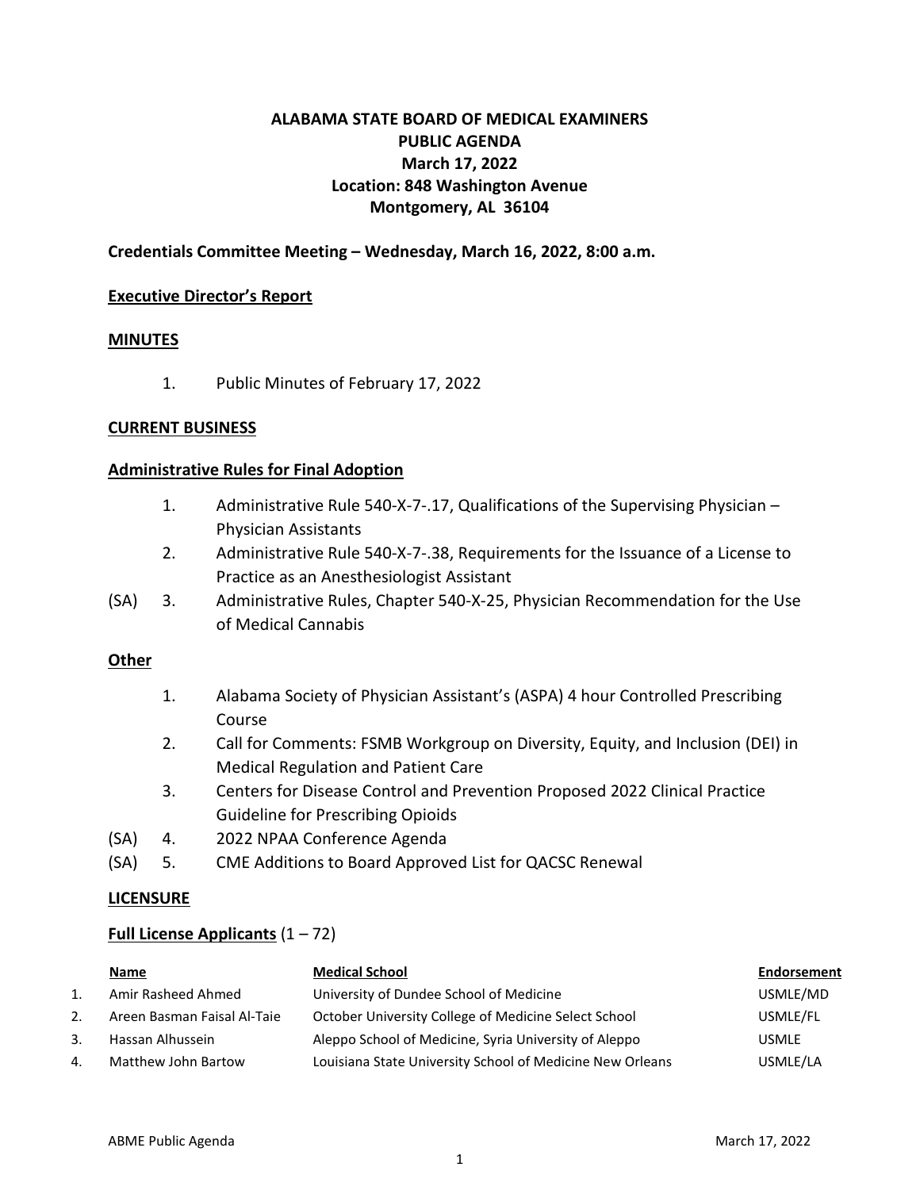# ALABAMA STATE BOARD OF MEDICAL EXAMINERS
## PUBLIC AGENDA
## March 17, 2022
## Location: 848 Washington Avenue
## Montgomery, AL 36104

**Credentials Committee Meeting – Wednesday, March 16, 2022, 8:00 a.m.**

**Executive Director's Report**

**MINUTES**

1. Public Minutes of February 17, 2022

**CURRENT BUSINESS**

**Administrative Rules for Final Adoption**

1. Administrative Rule 540-X-7-.17, Qualifications of the Supervising Physician – Physician Assistants
2. Administrative Rule 540-X-7-.38, Requirements for the Issuance of a License to Practice as an Anesthesiologist Assistant

(SA) 3. Administrative Rules, Chapter 540-X-25, Physician Recommendation for the Use of Medical Cannabis

**Other**

1. Alabama Society of Physician Assistant's (ASPA) 4 hour Controlled Prescribing Course
2. Call for Comments: FSMB Workgroup on Diversity, Equity, and Inclusion (DEI) in Medical Regulation and Patient Care
3. Centers for Disease Control and Prevention Proposed 2022 Clinical Practice Guideline for Prescribing Opioids

(SA) 4. 2022 NPAA Conference Agenda

(SA) 5. CME Additions to Board Approved List for QACSC Renewal

**LICENSURE**

**Full License Applicants** (1 – 72)

| | Name | Medical School | Endorsement |
|---|---|---|---|
| 1. | Amir Rasheed Ahmed | University of Dundee School of Medicine | USMLE/MD |
| 2. | Areen Basman Faisal Al-Taie | October University College of Medicine Select School | USMLE/FL |
| 3. | Hassan Alhussein | Aleppo School of Medicine, Syria University of Aleppo | USMLE |
| 4. | Matthew John Bartow | Louisiana State University School of Medicine New Orleans | USMLE/LA |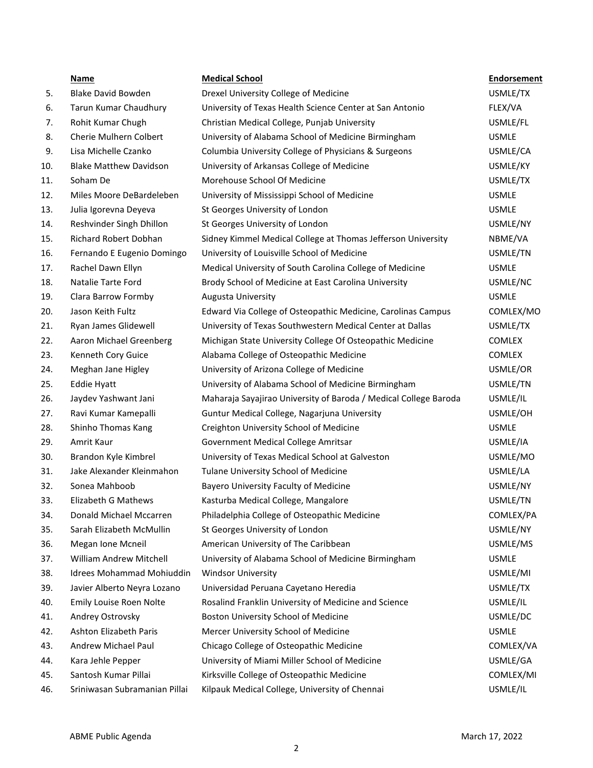| | Name | Medical School | Endorsement |
|---|---|---|---|
| 5. | Blake David Bowden | Drexel University College of Medicine | USMLE/TX |
| 6. | Tarun Kumar Chaudhury | University of Texas Health Science Center at San Antonio | FLEX/VA |
| 7. | Rohit Kumar Chugh | Christian Medical College, Punjab University | USMLE/FL |
| 8. | Cherie Mulhern Colbert | University of Alabama School of Medicine Birmingham | USMLE |
| 9. | Lisa Michelle Czanko | Columbia University College of Physicians & Surgeons | USMLE/CA |
| 10. | Blake Matthew Davidson | University of Arkansas College of Medicine | USMLE/KY |
| 11. | Soham De | Morehouse School Of Medicine | USMLE/TX |
| 12. | Miles Moore DeBardeleben | University of Mississippi School of Medicine | USMLE |
| 13. | Julia Igorevna Deyeva | St Georges University of London | USMLE |
| 14. | Reshvinder Singh Dhillon | St Georges University of London | USMLE/NY |
| 15. | Richard Robert Dobhan | Sidney Kimmel Medical College at Thomas Jefferson University | NBME/VA |
| 16. | Fernando E Eugenio Domingo | University of Louisville School of Medicine | USMLE/TN |
| 17. | Rachel Dawn Ellyn | Medical University of South Carolina College of Medicine | USMLE |
| 18. | Natalie Tarte Ford | Brody School of Medicine at East Carolina University | USMLE/NC |
| 19. | Clara Barrow Formby | Augusta University | USMLE |
| 20. | Jason Keith Fultz | Edward Via College of Osteopathic Medicine, Carolinas Campus | COMLEX/MO |
| 21. | Ryan James Glidewell | University of Texas Southwestern Medical Center at Dallas | USMLE/TX |
| 22. | Aaron Michael Greenberg | Michigan State University College Of Osteopathic Medicine | COMLEX |
| 23. | Kenneth Cory Guice | Alabama College of Osteopathic Medicine | COMLEX |
| 24. | Meghan Jane Higley | University of Arizona College of Medicine | USMLE/OR |
| 25. | Eddie Hyatt | University of Alabama School of Medicine Birmingham | USMLE/TN |
| 26. | Jaydev Yashwant Jani | Maharaja Sayajirao University of Baroda / Medical College Baroda | USMLE/IL |
| 27. | Ravi Kumar Kamepalli | Guntur Medical College, Nagarjuna University | USMLE/OH |
| 28. | Shinho Thomas Kang | Creighton University School of Medicine | USMLE |
| 29. | Amrit Kaur | Government Medical College Amritsar | USMLE/IA |
| 30. | Brandon Kyle Kimbrel | University of Texas Medical School at Galveston | USMLE/MO |
| 31. | Jake Alexander Kleinmahon | Tulane University School of Medicine | USMLE/LA |
| 32. | Sonea Mahboob | Bayero University Faculty of Medicine | USMLE/NY |
| 33. | Elizabeth G Mathews | Kasturba Medical College, Mangalore | USMLE/TN |
| 34. | Donald Michael Mccarren | Philadelphia College of Osteopathic Medicine | COMLEX/PA |
| 35. | Sarah Elizabeth McMullin | St Georges University of London | USMLE/NY |
| 36. | Megan Ione Mcneil | American University of The Caribbean | USMLE/MS |
| 37. | William Andrew Mitchell | University of Alabama School of Medicine Birmingham | USMLE |
| 38. | Idrees Mohammad Mohiuddin | Windsor University | USMLE/MI |
| 39. | Javier Alberto Neyra Lozano | Universidad Peruana Cayetano Heredia | USMLE/TX |
| 40. | Emily Louise Roen Nolte | Rosalind Franklin University of Medicine and Science | USMLE/IL |
| 41. | Andrey Ostrovsky | Boston University School of Medicine | USMLE/DC |
| 42. | Ashton Elizabeth Paris | Mercer University School of Medicine | USMLE |
| 43. | Andrew Michael Paul | Chicago College of Osteopathic Medicine | COMLEX/VA |
| 44. | Kara Jehle Pepper | University of Miami Miller School of Medicine | USMLE/GA |
| 45. | Santosh Kumar Pillai | Kirksville College of Osteopathic Medicine | COMLEX/MI |
| 46. | Sriniwasan Subramanian Pillai | Kilpauk Medical College, University of Chennai | USMLE/IL |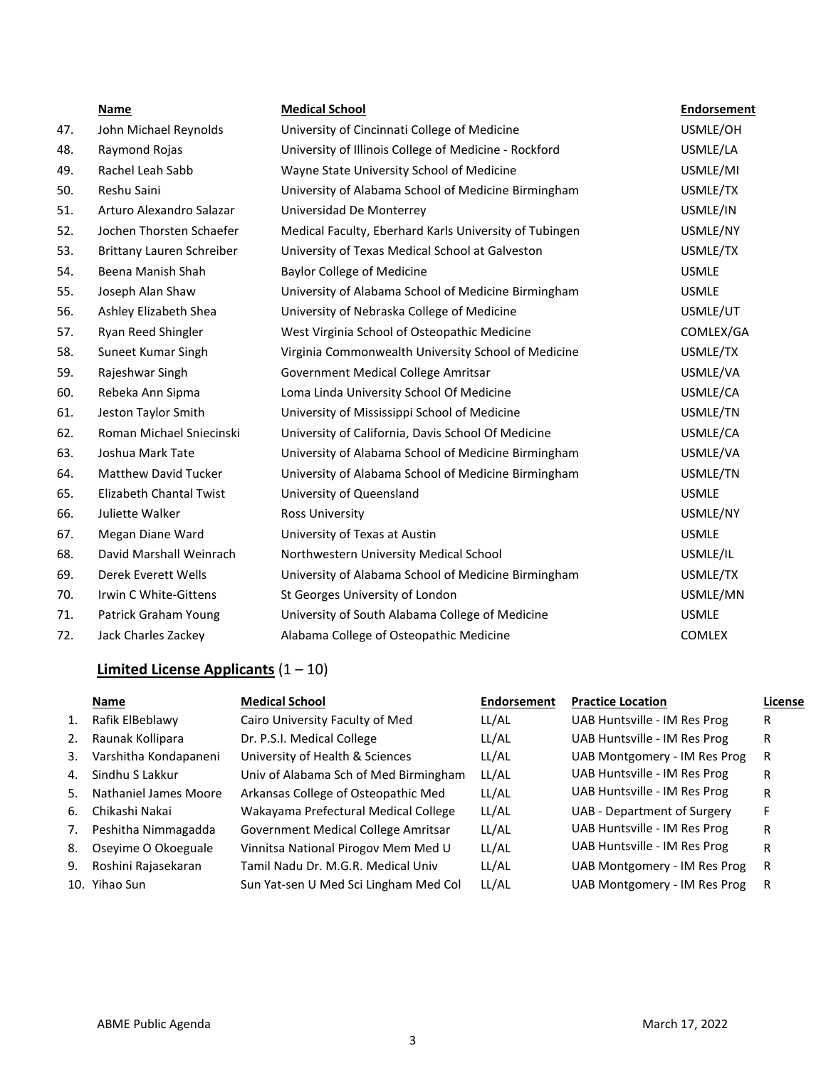| | Name | Medical School | Endorsement |
|---|---|---|---|
| 47. | John Michael Reynolds | University of Cincinnati College of Medicine | USMLE/OH |
| 48. | Raymond Rojas | University of Illinois College of Medicine - Rockford | USMLE/LA |
| 49. | Rachel Leah Sabb | Wayne State University School of Medicine | USMLE/MI |
| 50. | Reshu Saini | University of Alabama School of Medicine Birmingham | USMLE/TX |
| 51. | Arturo Alexandro Salazar | Universidad De Monterrey | USMLE/IN |
| 52. | Jochen Thorsten Schaefer | Medical Faculty, Eberhard Karls University of Tubingen | USMLE/NY |
| 53. | Brittany Lauren Schreiber | University of Texas Medical School at Galveston | USMLE/TX |
| 54. | Beena Manish Shah | Baylor College of Medicine | USMLE |
| 55. | Joseph Alan Shaw | University of Alabama School of Medicine Birmingham | USMLE |
| 56. | Ashley Elizabeth Shea | University of Nebraska College of Medicine | USMLE/UT |
| 57. | Ryan Reed Shingler | West Virginia School of Osteopathic Medicine | COMLEX/GA |
| 58. | Suneet Kumar Singh | Virginia Commonwealth University School of Medicine | USMLE/TX |
| 59. | Rajeshwar Singh | Government Medical College Amritsar | USMLE/VA |
| 60. | Rebeka Ann Sipma | Loma Linda University School Of Medicine | USMLE/CA |
| 61. | Jeston Taylor Smith | University of Mississippi School of Medicine | USMLE/TN |
| 62. | Roman Michael Sniecinski | University of California, Davis School Of Medicine | USMLE/CA |
| 63. | Joshua Mark Tate | University of Alabama School of Medicine Birmingham | USMLE/VA |
| 64. | Matthew David Tucker | University of Alabama School of Medicine Birmingham | USMLE/TN |
| 65. | Elizabeth Chantal Twist | University of Queensland | USMLE |
| 66. | Juliette Walker | Ross University | USMLE/NY |
| 67. | Megan Diane Ward | University of Texas at Austin | USMLE |
| 68. | David Marshall Weinrach | Northwestern University Medical School | USMLE/IL |
| 69. | Derek Everett Wells | University of Alabama School of Medicine Birmingham | USMLE/TX |
| 70. | Irwin C White-Gittens | St Georges University of London | USMLE/MN |
| 71. | Patrick Graham Young | University of South Alabama College of Medicine | USMLE |
| 72. | Jack Charles Zackey | Alabama College of Osteopathic Medicine | COMLEX |

## **Limited License Applicants** (1 – 10)

| | Name | Medical School | Endorsement | Practice Location | License |
|---|---|---|---|---|---|
| 1. | Rafik ElBeblawy | Cairo University Faculty of Med | LL/AL | UAB Huntsville - IM Res Prog | R |
| 2. | Raunak Kollipara | Dr. P.S.I. Medical College | LL/AL | UAB Huntsville - IM Res Prog | R |
| 3. | Varshitha Kondapaneni | University of Health & Sciences | LL/AL | UAB Montgomery - IM Res Prog | R |
| 4. | Sindhu S Lakkur | Univ of Alabama Sch of Med Birmingham | LL/AL | UAB Huntsville - IM Res Prog | R |
| 5. | Nathaniel James Moore | Arkansas College of Osteopathic Med | LL/AL | UAB Huntsville - IM Res Prog | R |
| 6. | Chikashi Nakai | Wakayama Prefectural Medical College | LL/AL | UAB - Department of Surgery | F |
| 7. | Peshitha Nimmagadda | Government Medical College Amritsar | LL/AL | UAB Huntsville - IM Res Prog | R |
| 8. | Oseyime O Okoeguale | Vinnitsa National Pirogov Mem Med U | LL/AL | UAB Huntsville - IM Res Prog | R |
| 9. | Roshini Rajasekaran | Tamil Nadu Dr. M.G.R. Medical Univ | LL/AL | UAB Montgomery - IM Res Prog | R |
| 10. | Yihao Sun | Sun Yat-sen U Med Sci Lingham Med Col | LL/AL | UAB Montgomery - IM Res Prog | R |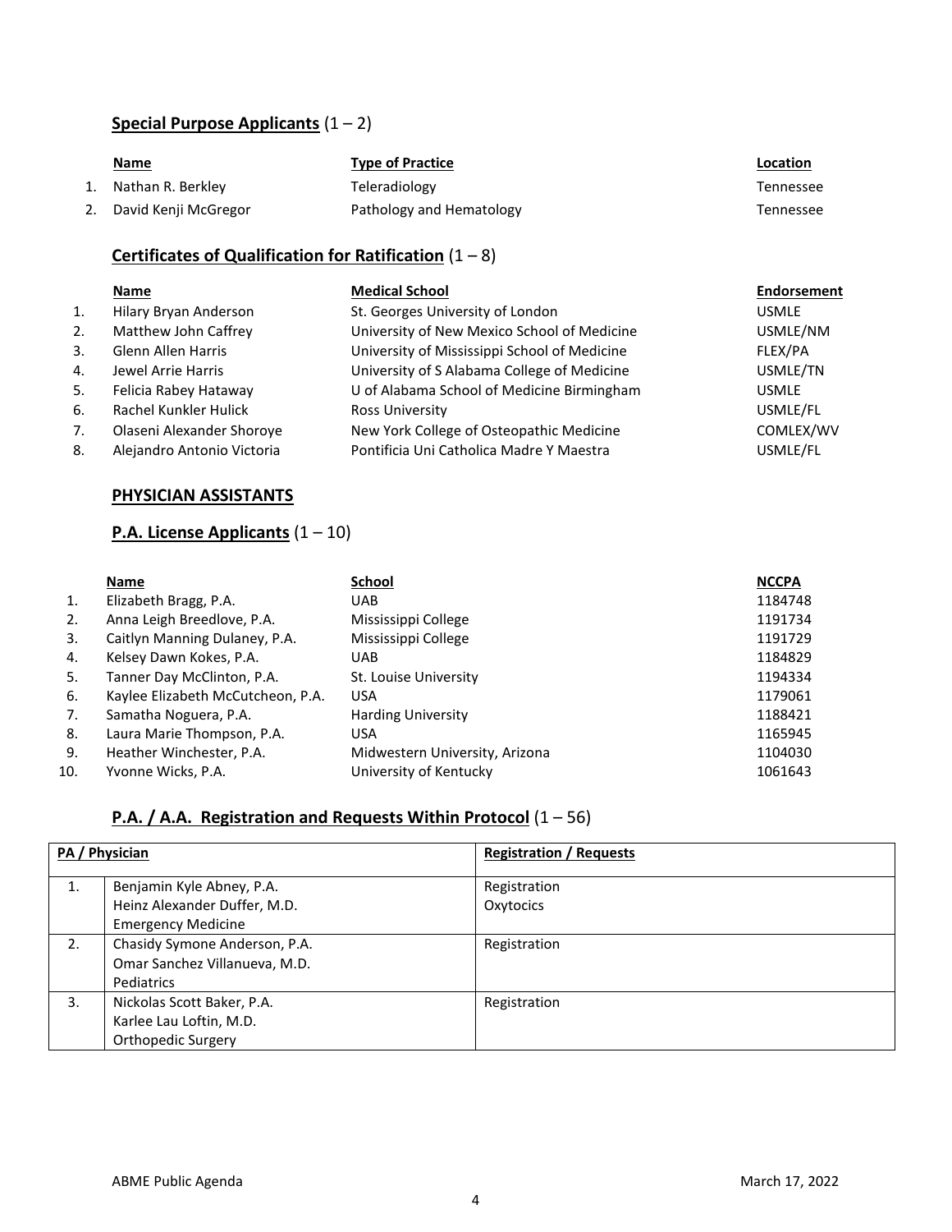### **Special Purpose Applicants** (1 – 2)

| | Name | Type of Practice | Location |
|---|---|---|---|
| 1. | Nathan R. Berkley | Teleradiology | Tennessee |
| 2. | David Kenji McGregor | Pathology and Hematology | Tennessee |

### **Certificates of Qualification for Ratification** (1 – 8)

| | Name | Medical School | Endorsement |
|---|---|---|---|
| 1. | Hilary Bryan Anderson | St. Georges University of London | USMLE |
| 2. | Matthew John Caffrey | University of New Mexico School of Medicine | USMLE/NM |
| 3. | Glenn Allen Harris | University of Mississippi School of Medicine | FLEX/PA |
| 4. | Jewel Arrie Harris | University of S Alabama College of Medicine | USMLE/TN |
| 5. | Felicia Rabey Hataway | U of Alabama School of Medicine Birmingham | USMLE |
| 6. | Rachel Kunkler Hulick | Ross University | USMLE/FL |
| 7. | Olaseni Alexander Shoroye | New York College of Osteopathic Medicine | COMLEX/WV |
| 8. | Alejandro Antonio Victoria | Pontificia Uni Catholica Madre Y Maestra | USMLE/FL |

## **PHYSICIAN ASSISTANTS**

### **P.A. License Applicants** (1 – 10)

| | Name | School | NCCPA |
|---|---|---|---|
| 1. | Elizabeth Bragg, P.A. | UAB | 1184748 |
| 2. | Anna Leigh Breedlove, P.A. | Mississippi College | 1191734 |
| 3. | Caitlyn Manning Dulaney, P.A. | Mississippi College | 1191729 |
| 4. | Kelsey Dawn Kokes, P.A. | UAB | 1184829 |
| 5. | Tanner Day McClinton, P.A. | St. Louise University | 1194334 |
| 6. | Kaylee Elizabeth McCutcheon, P.A. | USA | 1179061 |
| 7. | Samatha Noguera, P.A. | Harding University | 1188421 |
| 8. | Laura Marie Thompson, P.A. | USA | 1165945 |
| 9. | Heather Winchester, P.A. | Midwestern University, Arizona | 1104030 |
| 10. | Yvonne Wicks, P.A. | University of Kentucky | 1061643 |

### **P.A. / A.A. Registration and Requests Within Protocol** (1 – 56)

| PA / Physician | | Registration / Requests |
|---|---|---|
| 1. | Benjamin Kyle Abney, P.A.<br>Heinz Alexander Duffer, M.D.<br>Emergency Medicine | Registration<br>Oxytocics |
| 2. | Chasidy Symone Anderson, P.A.<br>Omar Sanchez Villanueva, M.D.<br>Pediatrics | Registration |
| 3. | Nickolas Scott Baker, P.A.<br>Karlee Lau Loftin, M.D.<br>Orthopedic Surgery | Registration |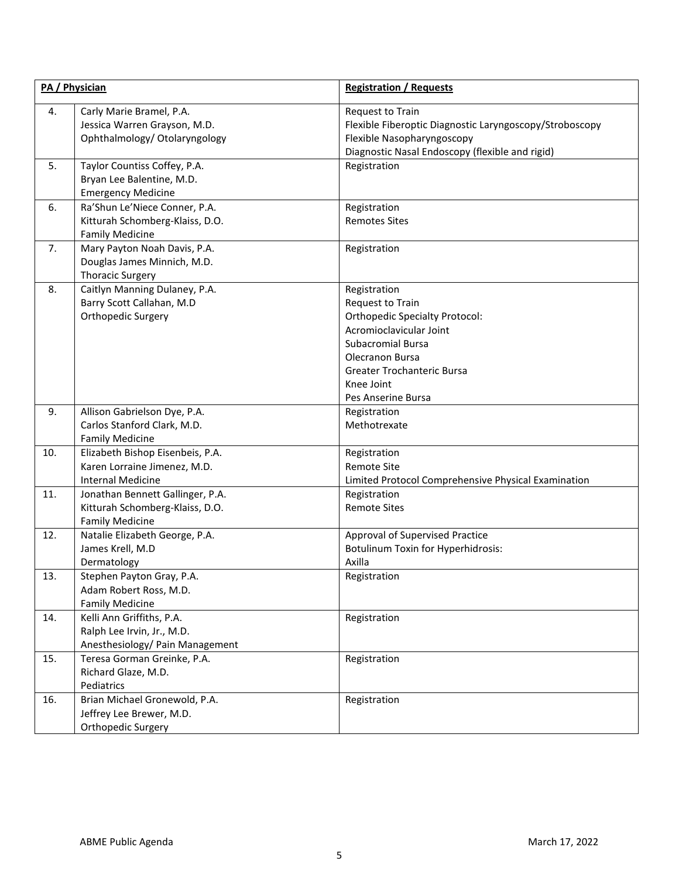| PA / Physician | | Registration / Requests |
|---|---|---|
| 4. | Carly Marie Bramel, P.A.<br>Jessica Warren Grayson, M.D.<br>Ophthalmology/ Otolaryngology | Request to Train<br>Flexible Fiberoptic Diagnostic Laryngoscopy/Stroboscopy<br>Flexible Nasopharyngoscopy<br>Diagnostic Nasal Endoscopy (flexible and rigid) |
| 5. | Taylor Countiss Coffey, P.A.<br>Bryan Lee Balentine, M.D.<br>Emergency Medicine | Registration |
| 6. | Ra'Shun Le'Niece Conner, P.A.<br>Kitturah Schomberg-Klaiss, D.O.<br>Family Medicine | Registration<br>Remotes Sites |
| 7. | Mary Payton Noah Davis, P.A.<br>Douglas James Minnich, M.D.<br>Thoracic Surgery | Registration |
| 8. | Caitlyn Manning Dulaney, P.A.<br>Barry Scott Callahan, M.D<br>Orthopedic Surgery | Registration<br>Request to Train<br>Orthopedic Specialty Protocol:<br>Acromioclavicular Joint<br>Subacromial Bursa<br>Olecranon Bursa<br>Greater Trochanteric Bursa<br>Knee Joint<br>Pes Anserine Bursa |
| 9. | Allison Gabrielson Dye, P.A.<br>Carlos Stanford Clark, M.D.<br>Family Medicine | Registration<br>Methotrexate |
| 10. | Elizabeth Bishop Eisenbeis, P.A.<br>Karen Lorraine Jimenez, M.D.<br>Internal Medicine | Registration<br>Remote Site<br>Limited Protocol Comprehensive Physical Examination |
| 11. | Jonathan Bennett Gallinger, P.A.<br>Kitturah Schomberg-Klaiss, D.O.<br>Family Medicine | Registration<br>Remote Sites |
| 12. | Natalie Elizabeth George, P.A.<br>James Krell, M.D<br>Dermatology | Approval of Supervised Practice<br>Botulinum Toxin for Hyperhidrosis:<br>Axilla |
| 13. | Stephen Payton Gray, P.A.<br>Adam Robert Ross, M.D.<br>Family Medicine | Registration |
| 14. | Kelli Ann Griffiths, P.A.<br>Ralph Lee Irvin, Jr., M.D.<br>Anesthesiology/ Pain Management | Registration |
| 15. | Teresa Gorman Greinke, P.A.<br>Richard Glaze, M.D.<br>Pediatrics | Registration |
| 16. | Brian Michael Gronewold, P.A.<br>Jeffrey Lee Brewer, M.D.<br>Orthopedic Surgery | Registration |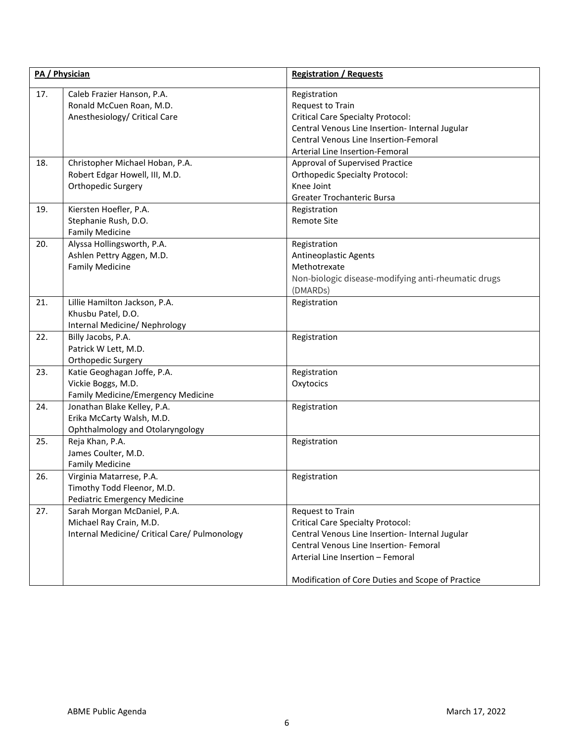| | PA / Physician | Registration / Requests |
|---|---|---|
| 17. | Caleb Frazier Hanson, P.A.<br>Ronald McCuen Roan, M.D.<br>Anesthesiology/ Critical Care | Registration<br>Request to Train<br>Critical Care Specialty Protocol:<br>Central Venous Line Insertion- Internal Jugular<br>Central Venous Line Insertion-Femoral<br>Arterial Line Insertion-Femoral |
| 18. | Christopher Michael Hoban, P.A.<br>Robert Edgar Howell, III, M.D.<br>Orthopedic Surgery | Approval of Supervised Practice<br>Orthopedic Specialty Protocol:<br>Knee Joint<br>Greater Trochanteric Bursa |
| 19. | Kiersten Hoefler, P.A.<br>Stephanie Rush, D.O.<br>Family Medicine | Registration<br>Remote Site |
| 20. | Alyssa Hollingsworth, P.A.<br>Ashlen Pettry Aggen, M.D.<br>Family Medicine | Registration<br>Antineoplastic Agents<br>Methotrexate<br>Non-biologic disease-modifying anti-rheumatic drugs (DMARDs) |
| 21. | Lillie Hamilton Jackson, P.A.<br>Khusbu Patel, D.O.<br>Internal Medicine/ Nephrology | Registration |
| 22. | Billy Jacobs, P.A.<br>Patrick W Lett, M.D.<br>Orthopedic Surgery | Registration |
| 23. | Katie Geoghagan Joffe, P.A.<br>Vickie Boggs, M.D.<br>Family Medicine/Emergency Medicine | Registration<br>Oxytocics |
| 24. | Jonathan Blake Kelley, P.A.<br>Erika McCarty Walsh, M.D.<br>Ophthalmology and Otolaryngology | Registration |
| 25. | Reja Khan, P.A.<br>James Coulter, M.D.<br>Family Medicine | Registration |
| 26. | Virginia Matarrese, P.A.<br>Timothy Todd Fleenor, M.D.<br>Pediatric Emergency Medicine | Registration |
| 27. | Sarah Morgan McDaniel, P.A.<br>Michael Ray Crain, M.D.<br>Internal Medicine/ Critical Care/ Pulmonology | Request to Train<br>Critical Care Specialty Protocol:<br>Central Venous Line Insertion- Internal Jugular<br>Central Venous Line Insertion- Femoral<br>Arterial Line Insertion – Femoral<br><br>Modification of Core Duties and Scope of Practice |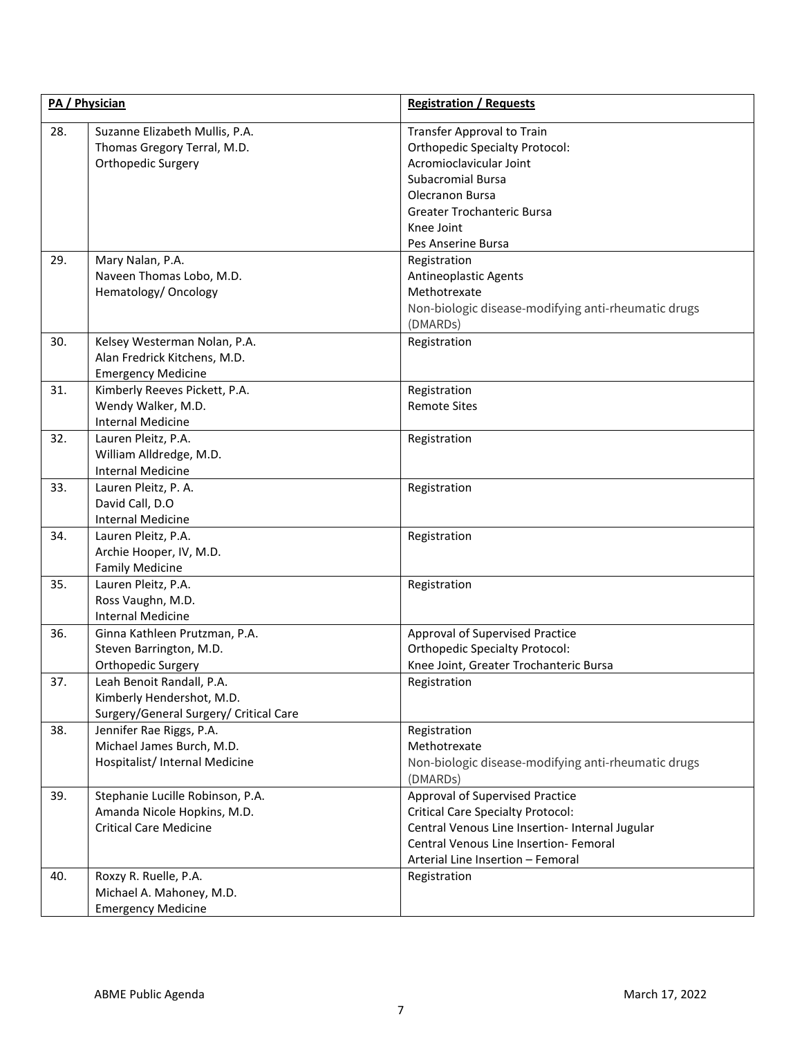| | PA / Physician | Registration / Requests |
|---|---|---|
| 28. | Suzanne Elizabeth Mullis, P.A.<br>Thomas Gregory Terral, M.D.<br>Orthopedic Surgery | Transfer Approval to Train<br>Orthopedic Specialty Protocol:<br>Acromioclavicular Joint<br>Subacromial Bursa<br>Olecranon Bursa<br>Greater Trochanteric Bursa<br>Knee Joint<br>Pes Anserine Bursa |
| 29. | Mary Nalan, P.A.<br>Naveen Thomas Lobo, M.D.<br>Hematology/ Oncology | Registration<br>Antineoplastic Agents<br>Methotrexate<br>Non-biologic disease-modifying anti-rheumatic drugs (DMARDs) |
| 30. | Kelsey Westerman Nolan, P.A.<br>Alan Fredrick Kitchens, M.D.<br>Emergency Medicine | Registration |
| 31. | Kimberly Reeves Pickett, P.A.<br>Wendy Walker, M.D.<br>Internal Medicine | Registration<br>Remote Sites |
| 32. | Lauren Pleitz, P.A.<br>William Alldredge, M.D.<br>Internal Medicine | Registration |
| 33. | Lauren Pleitz, P. A.<br>David Call, D.O<br>Internal Medicine | Registration |
| 34. | Lauren Pleitz, P.A.<br>Archie Hooper, IV, M.D.<br>Family Medicine | Registration |
| 35. | Lauren Pleitz, P.A.<br>Ross Vaughn, M.D.<br>Internal Medicine | Registration |
| 36. | Ginna Kathleen Prutzman, P.A.<br>Steven Barrington, M.D.<br>Orthopedic Surgery | Approval of Supervised Practice<br>Orthopedic Specialty Protocol:<br>Knee Joint, Greater Trochanteric Bursa |
| 37. | Leah Benoit Randall, P.A.<br>Kimberly Hendershot, M.D.<br>Surgery/General Surgery/ Critical Care | Registration |
| 38. | Jennifer Rae Riggs, P.A.<br>Michael James Burch, M.D.<br>Hospitalist/ Internal Medicine | Registration<br>Methotrexate<br>Non-biologic disease-modifying anti-rheumatic drugs (DMARDs) |
| 39. | Stephanie Lucille Robinson, P.A.<br>Amanda Nicole Hopkins, M.D.<br>Critical Care Medicine | Approval of Supervised Practice<br>Critical Care Specialty Protocol:<br>Central Venous Line Insertion- Internal Jugular<br>Central Venous Line Insertion- Femoral<br>Arterial Line Insertion – Femoral |
| 40. | Roxzy R. Ruelle, P.A.<br>Michael A. Mahoney, M.D.<br>Emergency Medicine | Registration |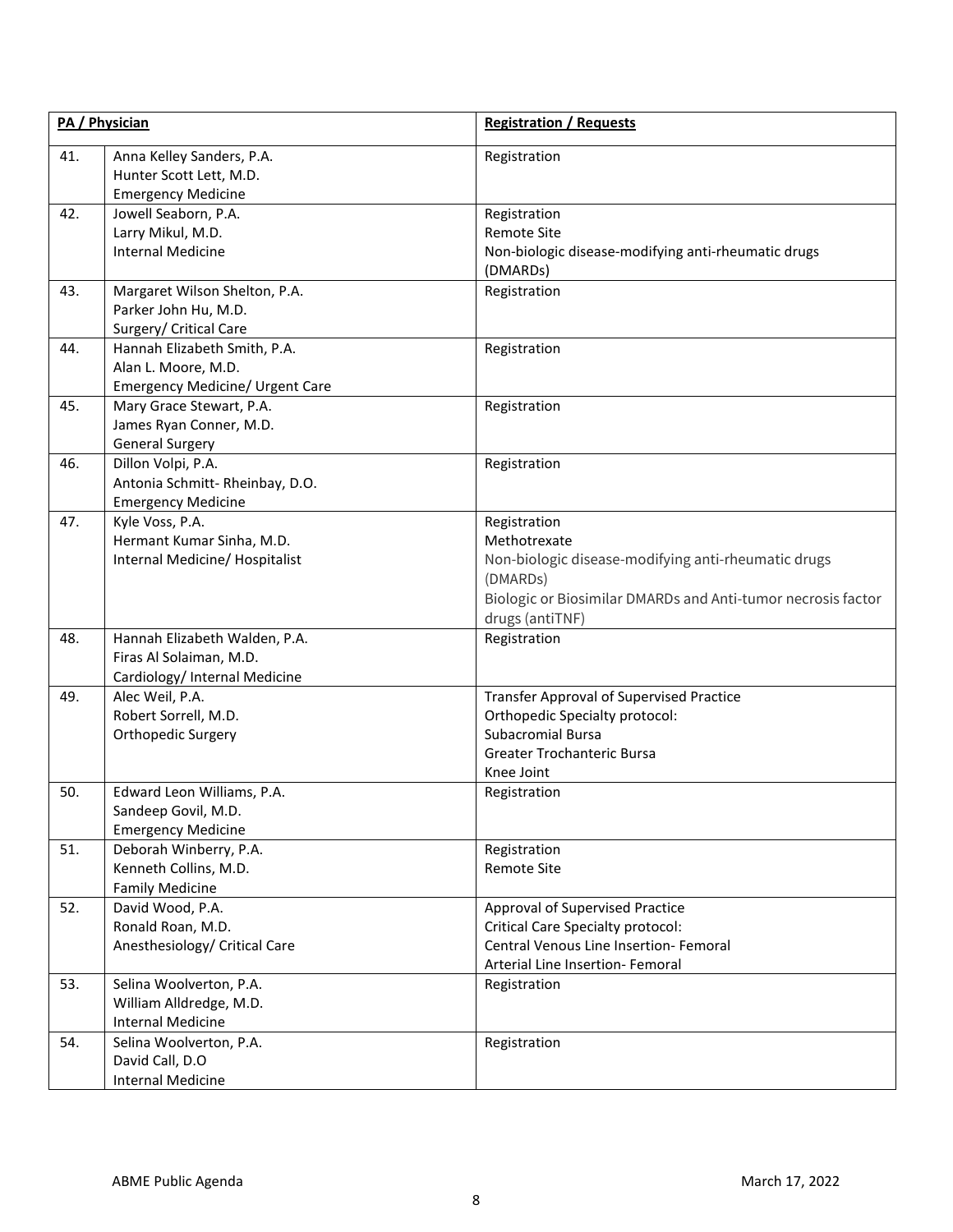| PA / Physician | | Registration / Requests |
|---|---|---|
| 41. | Anna Kelley Sanders, P.A.<br>Hunter Scott Lett, M.D.<br>Emergency Medicine | Registration |
| 42. | Jowell Seaborn, P.A.<br>Larry Mikul, M.D.<br>Internal Medicine | Registration<br>Remote Site<br>Non-biologic disease-modifying anti-rheumatic drugs (DMARDs) |
| 43. | Margaret Wilson Shelton, P.A.<br>Parker John Hu, M.D.<br>Surgery/ Critical Care | Registration |
| 44. | Hannah Elizabeth Smith, P.A.<br>Alan L. Moore, M.D.<br>Emergency Medicine/ Urgent Care | Registration |
| 45. | Mary Grace Stewart, P.A.<br>James Ryan Conner, M.D.<br>General Surgery | Registration |
| 46. | Dillon Volpi, P.A.<br>Antonia Schmitt- Rheinbay, D.O.<br>Emergency Medicine | Registration |
| 47. | Kyle Voss, P.A.<br>Hermant Kumar Sinha, M.D.<br>Internal Medicine/ Hospitalist | Registration<br>Methotrexate<br>Non-biologic disease-modifying anti-rheumatic drugs (DMARDs)<br>Biologic or Biosimilar DMARDs and Anti-tumor necrosis factor drugs (antiTNF) |
| 48. | Hannah Elizabeth Walden, P.A.<br>Firas Al Solaiman, M.D.<br>Cardiology/ Internal Medicine | Registration |
| 49. | Alec Weil, P.A.<br>Robert Sorrell, M.D.<br>Orthopedic Surgery | Transfer Approval of Supervised Practice<br>Orthopedic Specialty protocol:<br>Subacromial Bursa<br>Greater Trochanteric Bursa<br>Knee Joint |
| 50. | Edward Leon Williams, P.A.<br>Sandeep Govil, M.D.<br>Emergency Medicine | Registration |
| 51. | Deborah Winberry, P.A.<br>Kenneth Collins, M.D.<br>Family Medicine | Registration<br>Remote Site |
| 52. | David Wood, P.A.<br>Ronald Roan, M.D.<br>Anesthesiology/ Critical Care | Approval of Supervised Practice<br>Critical Care Specialty protocol:<br>Central Venous Line Insertion- Femoral<br>Arterial Line Insertion- Femoral |
| 53. | Selina Woolverton, P.A.<br>William Alldredge, M.D.<br>Internal Medicine | Registration |
| 54. | Selina Woolverton, P.A.<br>David Call, D.O<br>Internal Medicine | Registration |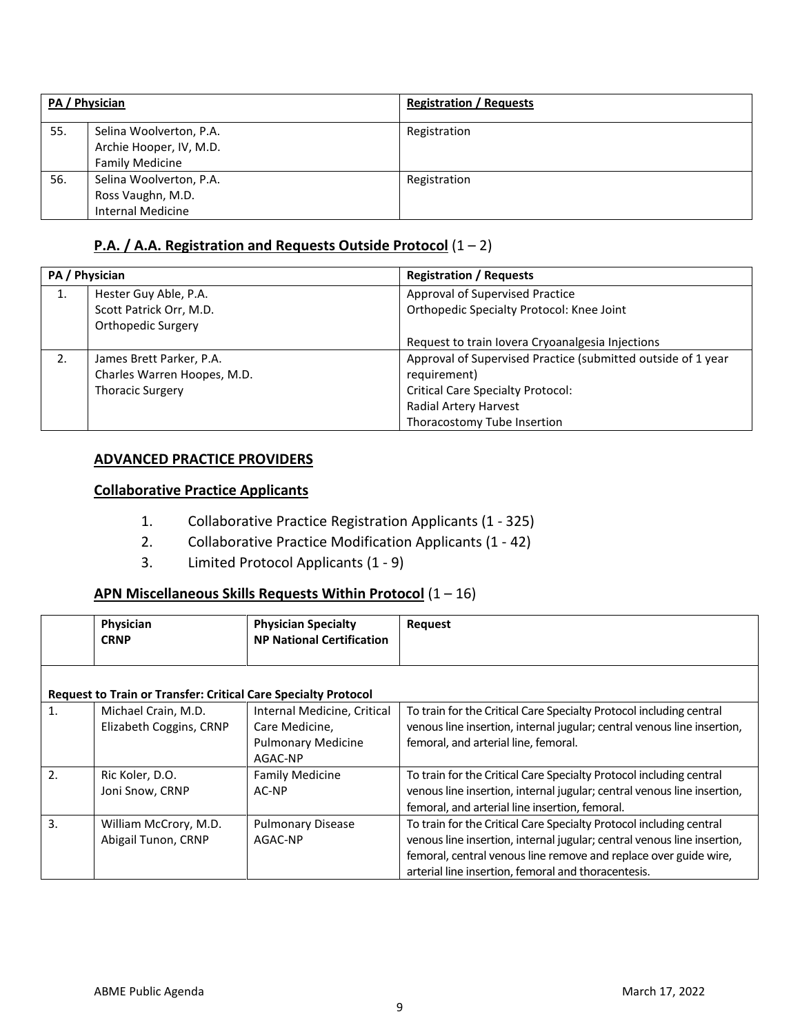| | PA / Physician | Registration / Requests |
|---|---|---|
| 55. | Selina Woolverton, P.A.<br>Archie Hooper, IV, M.D.<br>Family Medicine | Registration |
| 56. | Selina Woolverton, P.A.<br>Ross Vaughn, M.D.<br>Internal Medicine | Registration |

### **P.A. / A.A. Registration and Requests Outside Protocol** (1 – 2)

| | PA / Physician | Registration / Requests |
|---|---|---|
| 1. | Hester Guy Able, P.A.<br>Scott Patrick Orr, M.D.<br>Orthopedic Surgery | Approval of Supervised Practice<br>Orthopedic Specialty Protocol: Knee Joint<br><br>Request to train Iovera Cryoanalgesia Injections |
| 2. | James Brett Parker, P.A.<br>Charles Warren Hoopes, M.D.<br>Thoracic Surgery | Approval of Supervised Practice (submitted outside of 1 year requirement)<br>Critical Care Specialty Protocol:<br>Radial Artery Harvest<br>Thoracostomy Tube Insertion |

## **ADVANCED PRACTICE PROVIDERS**

### **Collaborative Practice Applicants**

1. Collaborative Practice Registration Applicants (1 - 325)
2. Collaborative Practice Modification Applicants (1 - 42)
3. Limited Protocol Applicants (1 - 9)

### **APN Miscellaneous Skills Requests Within Protocol** (1 – 16)

| | **Physician**<br>**CRNP** | **Physician Specialty**<br>**NP National Certification** | **Request** |
|---|---|---|---|
| **Request to Train or Transfer: Critical Care Specialty Protocol** | | | |
| 1. | Michael Crain, M.D.<br>Elizabeth Coggins, CRNP | Internal Medicine, Critical Care Medicine, Pulmonary Medicine<br>AGAC-NP | To train for the Critical Care Specialty Protocol including central venous line insertion, internal jugular; central venous line insertion, femoral, and arterial line, femoral. |
| 2. | Ric Koler, D.O.<br>Joni Snow, CRNP | Family Medicine<br>AC-NP | To train for the Critical Care Specialty Protocol including central venous line insertion, internal jugular; central venous line insertion, femoral, and arterial line insertion, femoral. |
| 3. | William McCrory, M.D.<br>Abigail Tunon, CRNP | Pulmonary Disease<br>AGAC-NP | To train for the Critical Care Specialty Protocol including central venous line insertion, internal jugular; central venous line insertion, femoral, central venous line remove and replace over guide wire, arterial line insertion, femoral and thoracentesis. |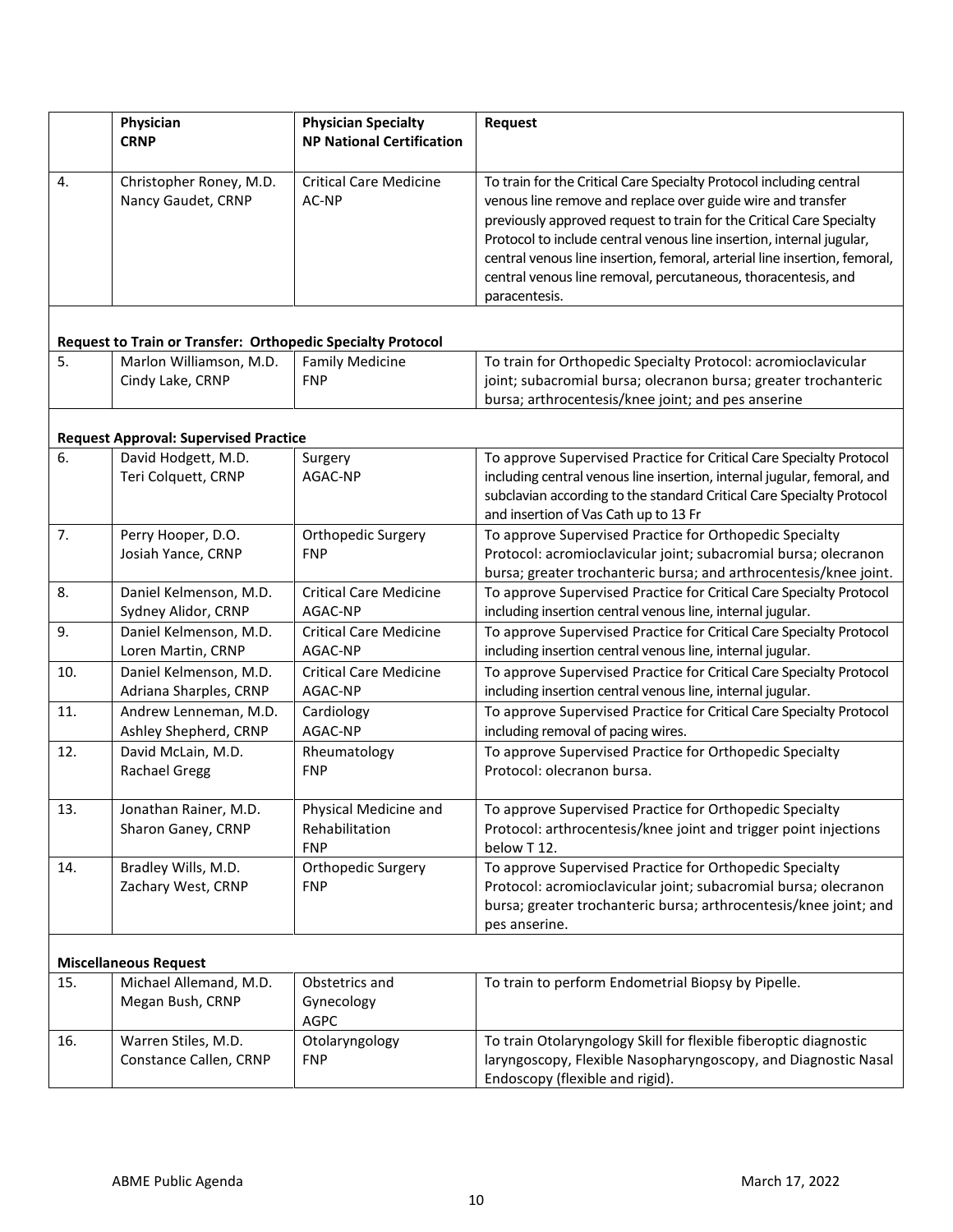| | Physician<br>CRNP | Physician Specialty<br>NP National Certification | Request |
|---|---|---|---|
| 4. | Christopher Roney, M.D.<br>Nancy Gaudet, CRNP | Critical Care Medicine<br>AC-NP | To train for the Critical Care Specialty Protocol including central venous line remove and replace over guide wire and transfer previously approved request to train for the Critical Care Specialty Protocol to include central venous line insertion, internal jugular, central venous line insertion, femoral, arterial line insertion, femoral, central venous line removal, percutaneous, thoracentesis, and paracentesis. |
| **Request to Train or Transfer: Orthopedic Specialty Protocol** | | | |
| 5. | Marlon Williamson, M.D.<br>Cindy Lake, CRNP | Family Medicine<br>FNP | To train for Orthopedic Specialty Protocol: acromioclavicular joint; subacromial bursa; olecranon bursa; greater trochanteric bursa; arthrocentesis/knee joint; and pes anserine |
| **Request Approval: Supervised Practice** | | | |
| 6. | David Hodgett, M.D.<br>Teri Colquett, CRNP | Surgery<br>AGAC-NP | To approve Supervised Practice for Critical Care Specialty Protocol including central venous line insertion, internal jugular, femoral, and subclavian according to the standard Critical Care Specialty Protocol and insertion of Vas Cath up to 13 Fr |
| 7. | Perry Hooper, D.O.<br>Josiah Yance, CRNP | Orthopedic Surgery<br>FNP | To approve Supervised Practice for Orthopedic Specialty Protocol: acromioclavicular joint; subacromial bursa; olecranon bursa; greater trochanteric bursa; and arthrocentesis/knee joint. |
| 8. | Daniel Kelmenson, M.D.<br>Sydney Alidor, CRNP | Critical Care Medicine<br>AGAC-NP | To approve Supervised Practice for Critical Care Specialty Protocol including insertion central venous line, internal jugular. |
| 9. | Daniel Kelmenson, M.D.<br>Loren Martin, CRNP | Critical Care Medicine<br>AGAC-NP | To approve Supervised Practice for Critical Care Specialty Protocol including insertion central venous line, internal jugular. |
| 10. | Daniel Kelmenson, M.D.<br>Adriana Sharples, CRNP | Critical Care Medicine<br>AGAC-NP | To approve Supervised Practice for Critical Care Specialty Protocol including insertion central venous line, internal jugular. |
| 11. | Andrew Lenneman, M.D.<br>Ashley Shepherd, CRNP | Cardiology<br>AGAC-NP | To approve Supervised Practice for Critical Care Specialty Protocol including removal of pacing wires. |
| 12. | David McLain, M.D.<br>Rachael Gregg | Rheumatology<br>FNP | To approve Supervised Practice for Orthopedic Specialty Protocol: olecranon bursa. |
| 13. | Jonathan Rainer, M.D.<br>Sharon Ganey, CRNP | Physical Medicine and Rehabilitation<br>FNP | To approve Supervised Practice for Orthopedic Specialty Protocol: arthrocentesis/knee joint and trigger point injections below T 12. |
| 14. | Bradley Wills, M.D.<br>Zachary West, CRNP | Orthopedic Surgery<br>FNP | To approve Supervised Practice for Orthopedic Specialty Protocol: acromioclavicular joint; subacromial bursa; olecranon bursa; greater trochanteric bursa; arthrocentesis/knee joint; and pes anserine. |
| **Miscellaneous Request** | | | |
| 15. | Michael Allemand, M.D.<br>Megan Bush, CRNP | Obstetrics and Gynecology<br>AGPC | To train to perform Endometrial Biopsy by Pipelle. |
| 16. | Warren Stiles, M.D.<br>Constance Callen, CRNP | Otolaryngology<br>FNP | To train Otolaryngology Skill for flexible fiberoptic diagnostic laryngoscopy, Flexible Nasopharyngoscopy, and Diagnostic Nasal Endoscopy (flexible and rigid). |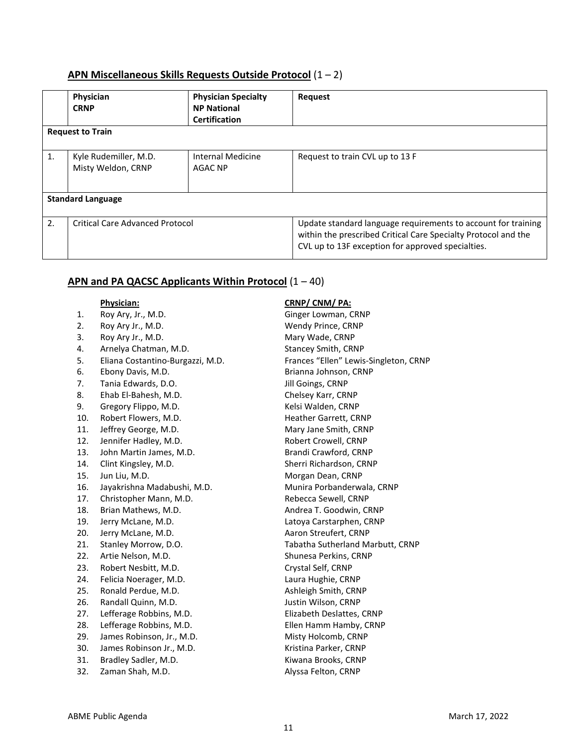**APN Miscellaneous Skills Requests Outside Protocol** (1 – 2)

| | Physician<br>CRNP | Physician Specialty<br>NP National Certification | Request |
|---|---|---|---|
| **Request to Train** | | | |
| 1. | Kyle Rudemiller, M.D.<br>Misty Weldon, CRNP | Internal Medicine<br>AGAC NP | Request to train CVL up to 13 F |
| **Standard Language** | | | |
| 2. | Critical Care Advanced Protocol | | Update standard language requirements to account for training within the prescribed Critical Care Specialty Protocol and the CVL up to 13F exception for approved specialties. |

**APN and PA QACSC Applicants Within Protocol** (1 – 40)

| | **Physician:** | **CRNP/ CNM/ PA:** |
|---|---|---|
| 1. | Roy Ary, Jr., M.D. | Ginger Lowman, CRNP |
| 2. | Roy Ary Jr., M.D. | Wendy Prince, CRNP |
| 3. | Roy Ary Jr., M.D. | Mary Wade, CRNP |
| 4. | Arnelya Chatman, M.D. | Stancey Smith, CRNP |
| 5. | Eliana Costantino-Burgazzi, M.D. | Frances "Ellen" Lewis-Singleton, CRNP |
| 6. | Ebony Davis, M.D. | Brianna Johnson, CRNP |
| 7. | Tania Edwards, D.O. | Jill Goings, CRNP |
| 8. | Ehab El-Bahesh, M.D. | Chelsey Karr, CRNP |
| 9. | Gregory Flippo, M.D. | Kelsi Walden, CRNP |
| 10. | Robert Flowers, M.D. | Heather Garrett, CRNP |
| 11. | Jeffrey George, M.D. | Mary Jane Smith, CRNP |
| 12. | Jennifer Hadley, M.D. | Robert Crowell, CRNP |
| 13. | John Martin James, M.D. | Brandi Crawford, CRNP |
| 14. | Clint Kingsley, M.D. | Sherri Richardson, CRNP |
| 15. | Jun Liu, M.D. | Morgan Dean, CRNP |
| 16. | Jayakrishna Madabushi, M.D. | Munira Porbanderwala, CRNP |
| 17. | Christopher Mann, M.D. | Rebecca Sewell, CRNP |
| 18. | Brian Mathews, M.D. | Andrea T. Goodwin, CRNP |
| 19. | Jerry McLane, M.D. | Latoya Carstarphen, CRNP |
| 20. | Jerry McLane, M.D. | Aaron Streufert, CRNP |
| 21. | Stanley Morrow, D.O. | Tabatha Sutherland Marbutt, CRNP |
| 22. | Artie Nelson, M.D. | Shunesa Perkins, CRNP |
| 23. | Robert Nesbitt, M.D. | Crystal Self, CRNP |
| 24. | Felicia Noerager, M.D. | Laura Hughie, CRNP |
| 25. | Ronald Perdue, M.D. | Ashleigh Smith, CRNP |
| 26. | Randall Quinn, M.D. | Justin Wilson, CRNP |
| 27. | Lefferage Robbins, M.D. | Elizabeth Deslattes, CRNP |
| 28. | Lefferage Robbins, M.D. | Ellen Hamm Hamby, CRNP |
| 29. | James Robinson, Jr., M.D. | Misty Holcomb, CRNP |
| 30. | James Robinson Jr., M.D. | Kristina Parker, CRNP |
| 31. | Bradley Sadler, M.D. | Kiwana Brooks, CRNP |
| 32. | Zaman Shah, M.D. | Alyssa Felton, CRNP |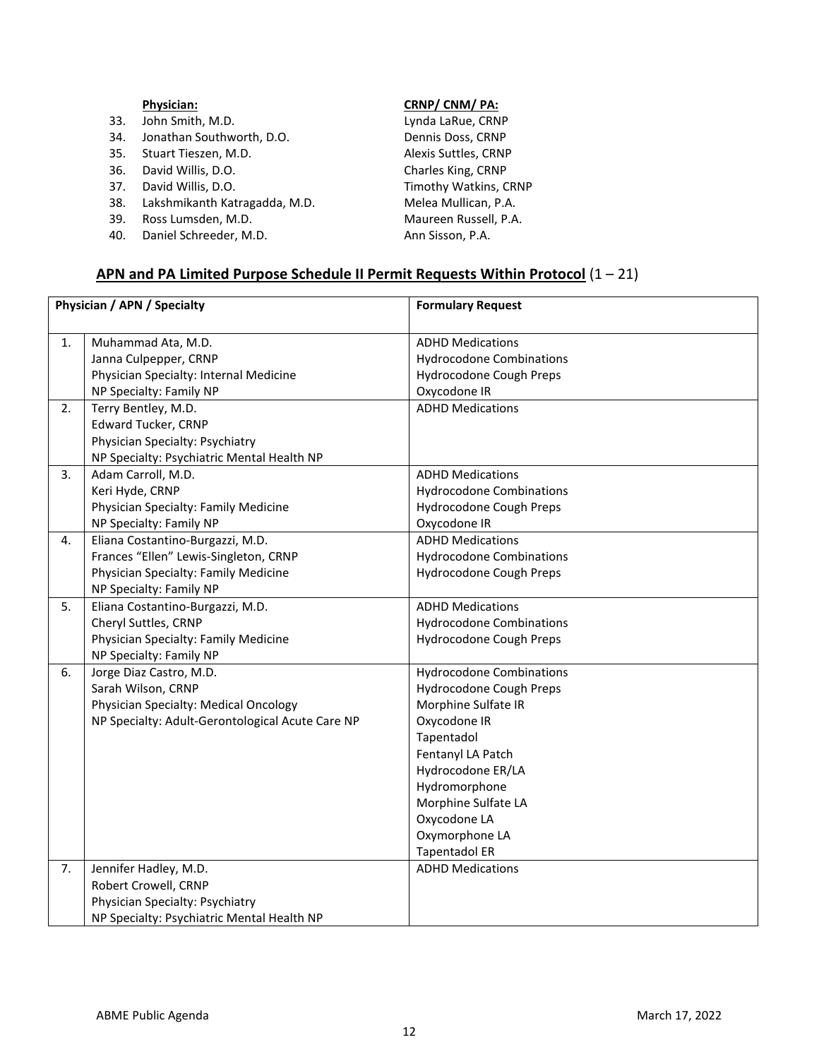| | Physician: | CRNP/ CNM/ PA: |
|---|---|---|
| 33. | John Smith, M.D. | Lynda LaRue, CRNP |
| 34. | Jonathan Southworth, D.O. | Dennis Doss, CRNP |
| 35. | Stuart Tieszen, M.D. | Alexis Suttles, CRNP |
| 36. | David Willis, D.O. | Charles King, CRNP |
| 37. | David Willis, D.O. | Timothy Watkins, CRNP |
| 38. | Lakshmikanth Katragadda, M.D. | Melea Mullican, P.A. |
| 39. | Ross Lumsden, M.D. | Maureen Russell, P.A. |
| 40. | Daniel Schreeder, M.D. | Ann Sisson, P.A. |

## **APN and PA Limited Purpose Schedule II Permit Requests Within Protocol** (1 – 21)

| | Physician / APN / Specialty | Formulary Request |
|---|---|---|
| 1. | Muhammad Ata, M.D.<br>Janna Culpepper, CRNP<br>Physician Specialty: Internal Medicine<br>NP Specialty: Family NP | ADHD Medications<br>Hydrocodone Combinations<br>Hydrocodone Cough Preps<br>Oxycodone IR |
| 2. | Terry Bentley, M.D.<br>Edward Tucker, CRNP<br>Physician Specialty: Psychiatry<br>NP Specialty: Psychiatric Mental Health NP | ADHD Medications |
| 3. | Adam Carroll, M.D.<br>Keri Hyde, CRNP<br>Physician Specialty: Family Medicine<br>NP Specialty: Family NP | ADHD Medications<br>Hydrocodone Combinations<br>Hydrocodone Cough Preps<br>Oxycodone IR |
| 4. | Eliana Costantino-Burgazzi, M.D.<br>Frances "Ellen" Lewis-Singleton, CRNP<br>Physician Specialty: Family Medicine<br>NP Specialty: Family NP | ADHD Medications<br>Hydrocodone Combinations<br>Hydrocodone Cough Preps |
| 5. | Eliana Costantino-Burgazzi, M.D.<br>Cheryl Suttles, CRNP<br>Physician Specialty: Family Medicine<br>NP Specialty: Family NP | ADHD Medications<br>Hydrocodone Combinations<br>Hydrocodone Cough Preps |
| 6. | Jorge Diaz Castro, M.D.<br>Sarah Wilson, CRNP<br>Physician Specialty: Medical Oncology<br>NP Specialty: Adult-Gerontological Acute Care NP | Hydrocodone Combinations<br>Hydrocodone Cough Preps<br>Morphine Sulfate IR<br>Oxycodone IR<br>Tapentadol<br>Fentanyl LA Patch<br>Hydrocodone ER/LA<br>Hydromorphone<br>Morphine Sulfate LA<br>Oxycodone LA<br>Oxymorphone LA<br>Tapentadol ER |
| 7. | Jennifer Hadley, M.D.<br>Robert Crowell, CRNP<br>Physician Specialty: Psychiatry<br>NP Specialty: Psychiatric Mental Health NP | ADHD Medications |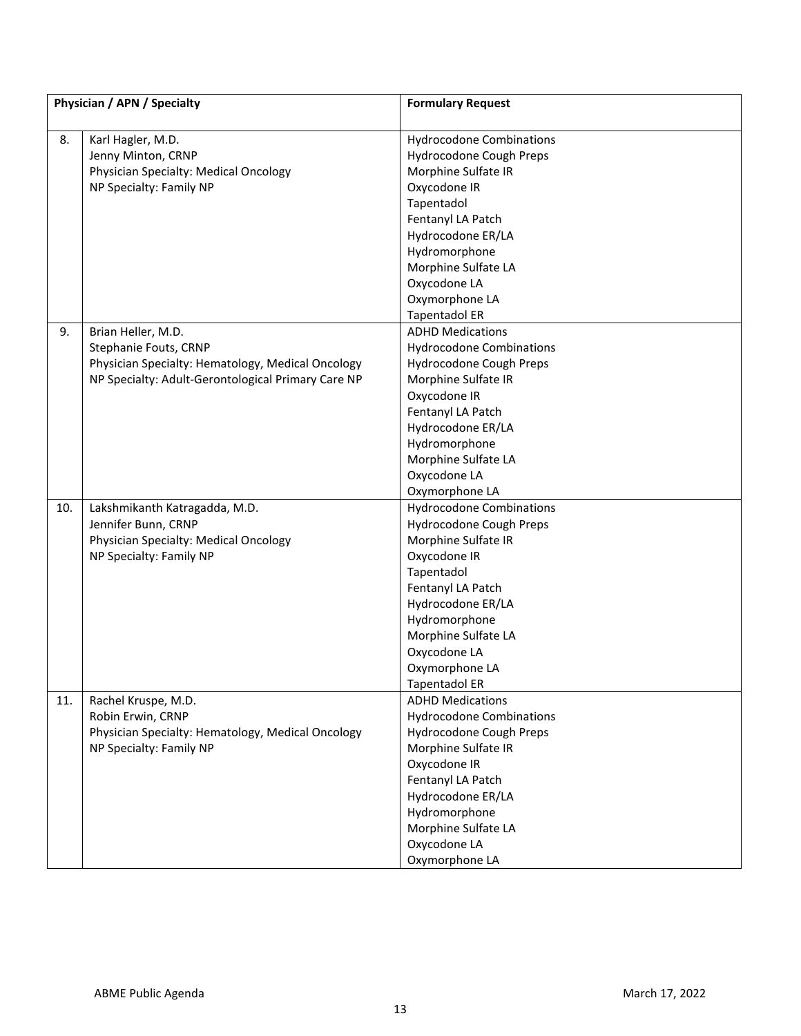| | Physician / APN / Specialty | Formulary Request |
|---|---|---|
| 8. | Karl Hagler, M.D.<br>Jenny Minton, CRNP<br>Physician Specialty: Medical Oncology<br>NP Specialty: Family NP | Hydrocodone Combinations<br>Hydrocodone Cough Preps<br>Morphine Sulfate IR<br>Oxycodone IR<br>Tapentadol<br>Fentanyl LA Patch<br>Hydrocodone ER/LA<br>Hydromorphone<br>Morphine Sulfate LA<br>Oxycodone LA<br>Oxymorphone LA<br>Tapentadol ER |
| 9. | Brian Heller, M.D.<br>Stephanie Fouts, CRNP<br>Physician Specialty: Hematology, Medical Oncology<br>NP Specialty: Adult-Gerontological Primary Care NP | ADHD Medications<br>Hydrocodone Combinations<br>Hydrocodone Cough Preps<br>Morphine Sulfate IR<br>Oxycodone IR<br>Fentanyl LA Patch<br>Hydrocodone ER/LA<br>Hydromorphone<br>Morphine Sulfate LA<br>Oxycodone LA<br>Oxymorphone LA |
| 10. | Lakshmikanth Katragadda, M.D.<br>Jennifer Bunn, CRNP<br>Physician Specialty: Medical Oncology<br>NP Specialty: Family NP | Hydrocodone Combinations<br>Hydrocodone Cough Preps<br>Morphine Sulfate IR<br>Oxycodone IR<br>Tapentadol<br>Fentanyl LA Patch<br>Hydrocodone ER/LA<br>Hydromorphone<br>Morphine Sulfate LA<br>Oxycodone LA<br>Oxymorphone LA<br>Tapentadol ER |
| 11. | Rachel Kruspe, M.D.<br>Robin Erwin, CRNP<br>Physician Specialty: Hematology, Medical Oncology<br>NP Specialty: Family NP | ADHD Medications<br>Hydrocodone Combinations<br>Hydrocodone Cough Preps<br>Morphine Sulfate IR<br>Oxycodone IR<br>Fentanyl LA Patch<br>Hydrocodone ER/LA<br>Hydromorphone<br>Morphine Sulfate LA<br>Oxycodone LA<br>Oxymorphone LA |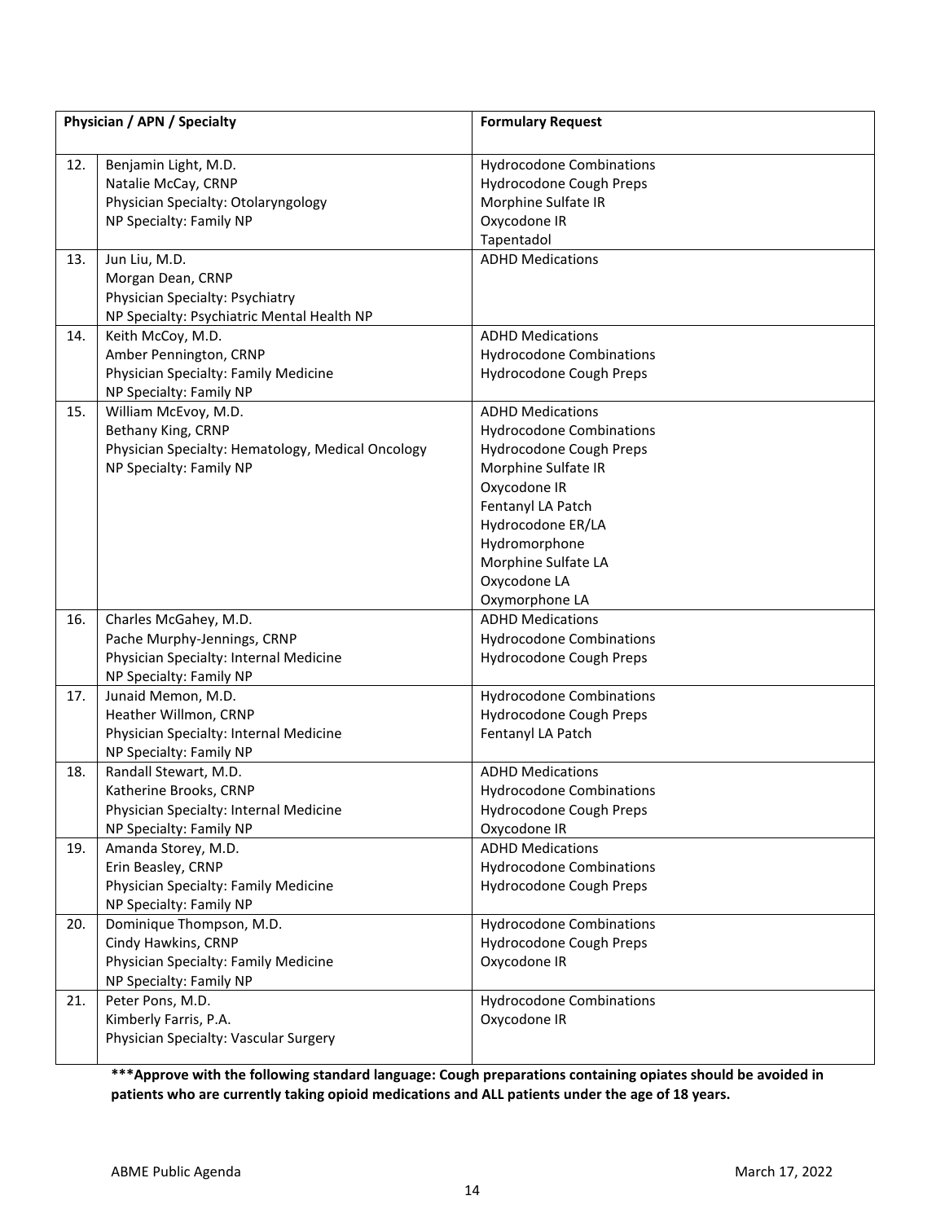| | Physician / APN / Specialty | Formulary Request |
|---|---|---|
| 12. | Benjamin Light, M.D.<br>Natalie McCay, CRNP<br>Physician Specialty: Otolaryngology<br>NP Specialty: Family NP | Hydrocodone Combinations<br>Hydrocodone Cough Preps<br>Morphine Sulfate IR<br>Oxycodone IR<br>Tapentadol |
| 13. | Jun Liu, M.D.<br>Morgan Dean, CRNP<br>Physician Specialty: Psychiatry<br>NP Specialty: Psychiatric Mental Health NP | ADHD Medications |
| 14. | Keith McCoy, M.D.<br>Amber Pennington, CRNP<br>Physician Specialty: Family Medicine<br>NP Specialty: Family NP | ADHD Medications<br>Hydrocodone Combinations<br>Hydrocodone Cough Preps |
| 15. | William McEvoy, M.D.<br>Bethany King, CRNP<br>Physician Specialty: Hematology, Medical Oncology<br>NP Specialty: Family NP | ADHD Medications<br>Hydrocodone Combinations<br>Hydrocodone Cough Preps<br>Morphine Sulfate IR<br>Oxycodone IR<br>Fentanyl LA Patch<br>Hydrocodone ER/LA<br>Hydromorphone<br>Morphine Sulfate LA<br>Oxycodone LA<br>Oxymorphone LA |
| 16. | Charles McGahey, M.D.<br>Pache Murphy-Jennings, CRNP<br>Physician Specialty: Internal Medicine<br>NP Specialty: Family NP | ADHD Medications<br>Hydrocodone Combinations<br>Hydrocodone Cough Preps |
| 17. | Junaid Memon, M.D.<br>Heather Willmon, CRNP<br>Physician Specialty: Internal Medicine<br>NP Specialty: Family NP | Hydrocodone Combinations<br>Hydrocodone Cough Preps<br>Fentanyl LA Patch |
| 18. | Randall Stewart, M.D.<br>Katherine Brooks, CRNP<br>Physician Specialty: Internal Medicine<br>NP Specialty: Family NP | ADHD Medications<br>Hydrocodone Combinations<br>Hydrocodone Cough Preps<br>Oxycodone IR |
| 19. | Amanda Storey, M.D.<br>Erin Beasley, CRNP<br>Physician Specialty: Family Medicine<br>NP Specialty: Family NP | ADHD Medications<br>Hydrocodone Combinations<br>Hydrocodone Cough Preps |
| 20. | Dominique Thompson, M.D.<br>Cindy Hawkins, CRNP<br>Physician Specialty: Family Medicine<br>NP Specialty: Family NP | Hydrocodone Combinations<br>Hydrocodone Cough Preps<br>Oxycodone IR |
| 21. | Peter Pons, M.D.<br>Kimberly Farris, P.A.<br>Physician Specialty: Vascular Surgery | Hydrocodone Combinations<br>Oxycodone IR |

**\*\*\*Approve with the following standard language: Cough preparations containing opiates should be avoided in patients who are currently taking opioid medications and ALL patients under the age of 18 years.**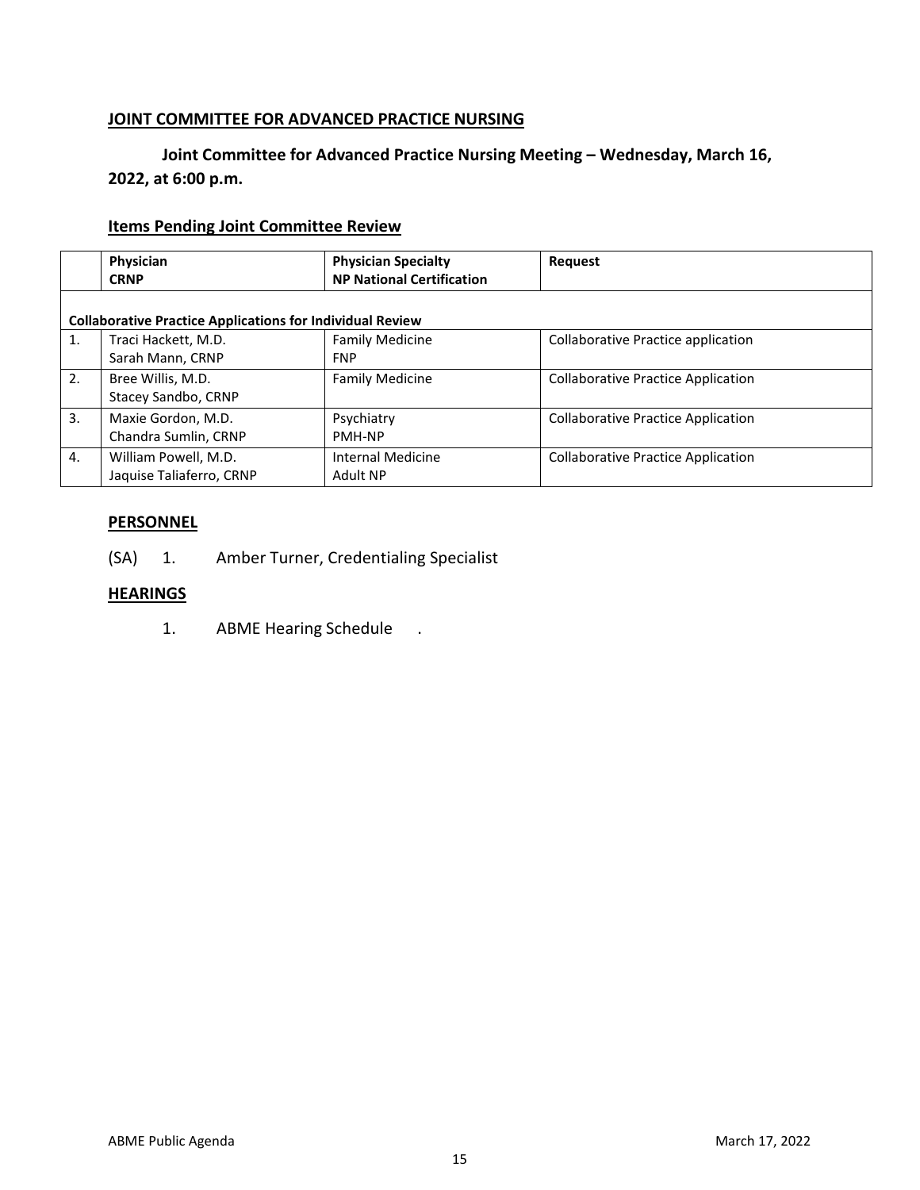## JOINT COMMITTEE FOR ADVANCED PRACTICE NURSING

**Joint Committee for Advanced Practice Nursing Meeting – Wednesday, March 16, 2022, at 6:00 p.m.**

### Items Pending Joint Committee Review

| | Physician<br>CRNP | Physician Specialty<br>NP National Certification | Request |
|---|---|---|---|
| **Collaborative Practice Applications for Individual Review** | | | |
| 1. | Traci Hackett, M.D.<br>Sarah Mann, CRNP | Family Medicine<br>FNP | Collaborative Practice application |
| 2. | Bree Willis, M.D.<br>Stacey Sandbo, CRNP | Family Medicine | Collaborative Practice Application |
| 3. | Maxie Gordon, M.D.<br>Chandra Sumlin, CRNP | Psychiatry<br>PMH-NP | Collaborative Practice Application |
| 4. | William Powell, M.D.<br>Jaquise Taliaferro, CRNP | Internal Medicine<br>Adult NP | Collaborative Practice Application |

## PERSONNEL

(SA) 1. Amber Turner, Credentialing Specialist

## HEARINGS

1. ABME Hearing Schedule .